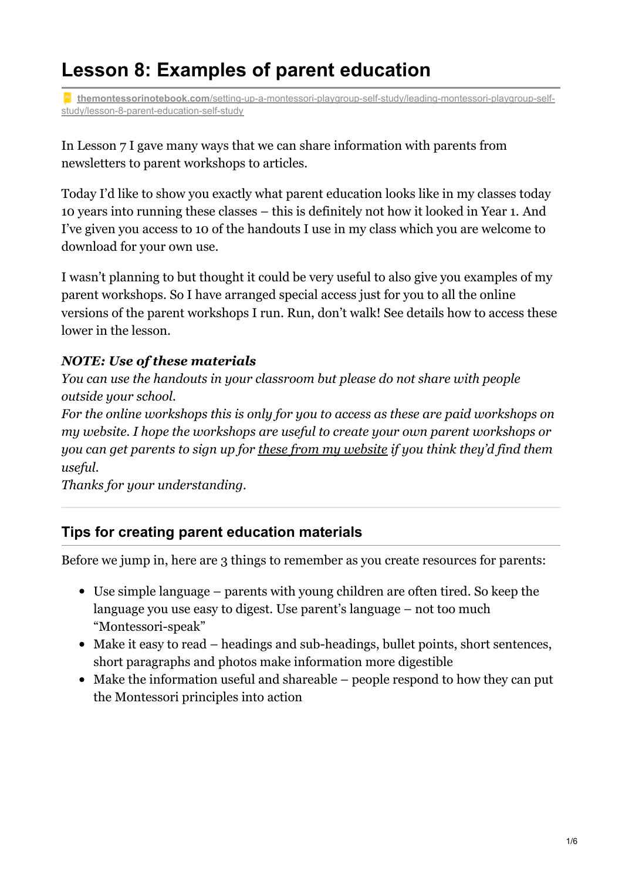# Lesson 8: Examples of parent education

themontessorinotebook.com/setting-up-a-montessori-playgroup-self-study/leading-montessori-playgroup-self-study/lesson-8-parent-education-self-study

In Lesson 7 I gave many ways that we can share information with parents from newsletters to parent workshops to articles.

Today I'd like to show you exactly what parent education looks like in my classes today 10 years into running these classes – this is definitely not how it looked in Year 1. And I've given you access to 10 of the handouts I use in my class which you are welcome to download for your own use.

I wasn't planning to but thought it could be very useful to also give you examples of my parent workshops. So I have arranged special access just for you to all the online versions of the parent workshops I run. Run, don't walk! See details how to access these lower in the lesson.

***NOTE: Use of these materials***
*You can use the handouts in your classroom but please do not share with people outside your school.*
*For the online workshops this is only for you to access as these are paid workshops on my website. I hope the workshops are useful to create your own parent workshops or you can get parents to sign up for these from my website if you think they'd find them useful.*
*Thanks for your understanding.*

---

## Tips for creating parent education materials

Before we jump in, here are 3 things to remember as you create resources for parents:

- Use simple language – parents with young children are often tired. So keep the language you use easy to digest. Use parent's language – not too much "Montessori-speak"
- Make it easy to read – headings and sub-headings, bullet points, short sentences, short paragraphs and photos make information more digestible
- Make the information useful and shareable – people respond to how they can put the Montessori principles into action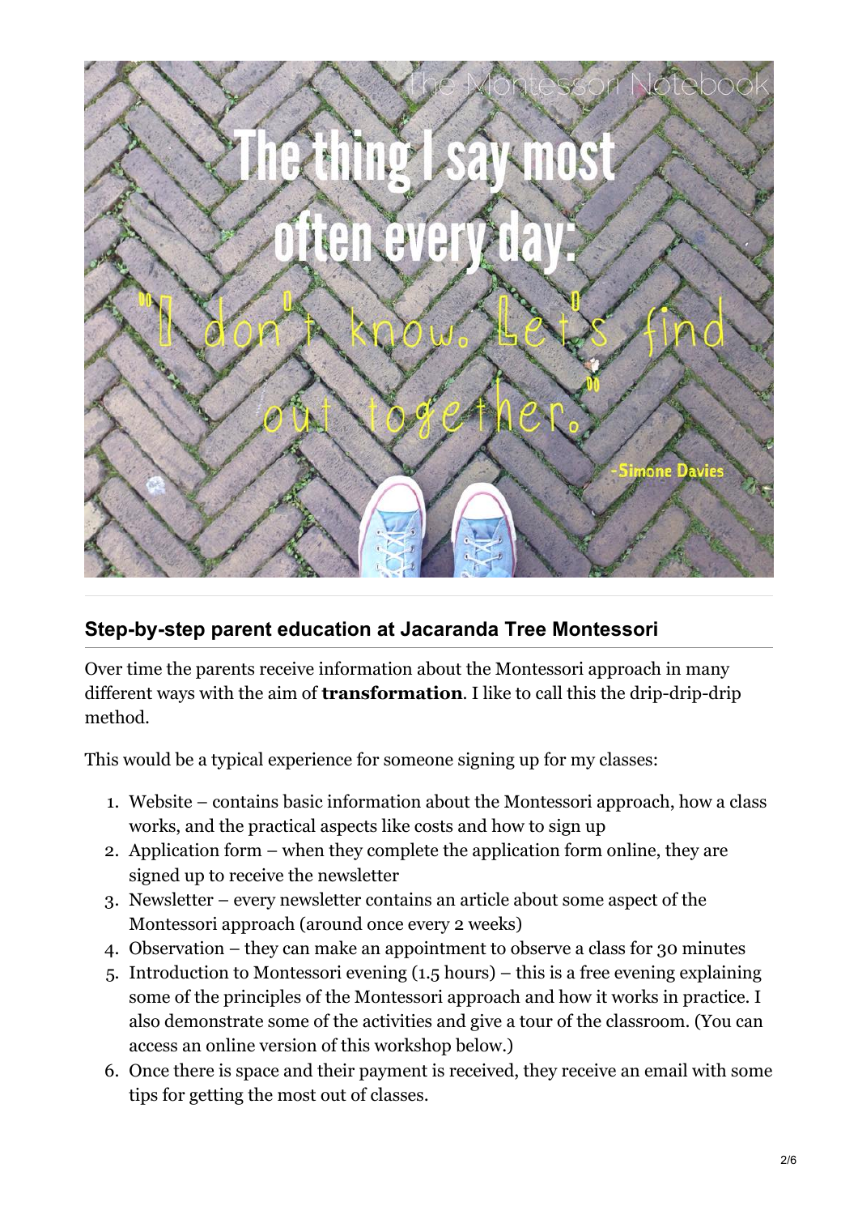## Step-by-step parent education at Jacaranda Tree Montessori

Over time the parents receive information about the Montessori approach in many different ways with the aim of **transformation**. I like to call this the drip-drip-drip method.

This would be a typical experience for someone signing up for my classes:

1. Website – contains basic information about the Montessori approach, how a class works, and the practical aspects like costs and how to sign up
2. Application form – when they complete the application form online, they are signed up to receive the newsletter
3. Newsletter – every newsletter contains an article about some aspect of the Montessori approach (around once every 2 weeks)
4. Observation – they can make an appointment to observe a class for 30 minutes
5. Introduction to Montessori evening (1.5 hours) – this is a free evening explaining some of the principles of the Montessori approach and how it works in practice. I also demonstrate some of the activities and give a tour of the classroom. (You can access an online version of this workshop below.)
6. Once there is space and their payment is received, they receive an email with some tips for getting the most out of classes.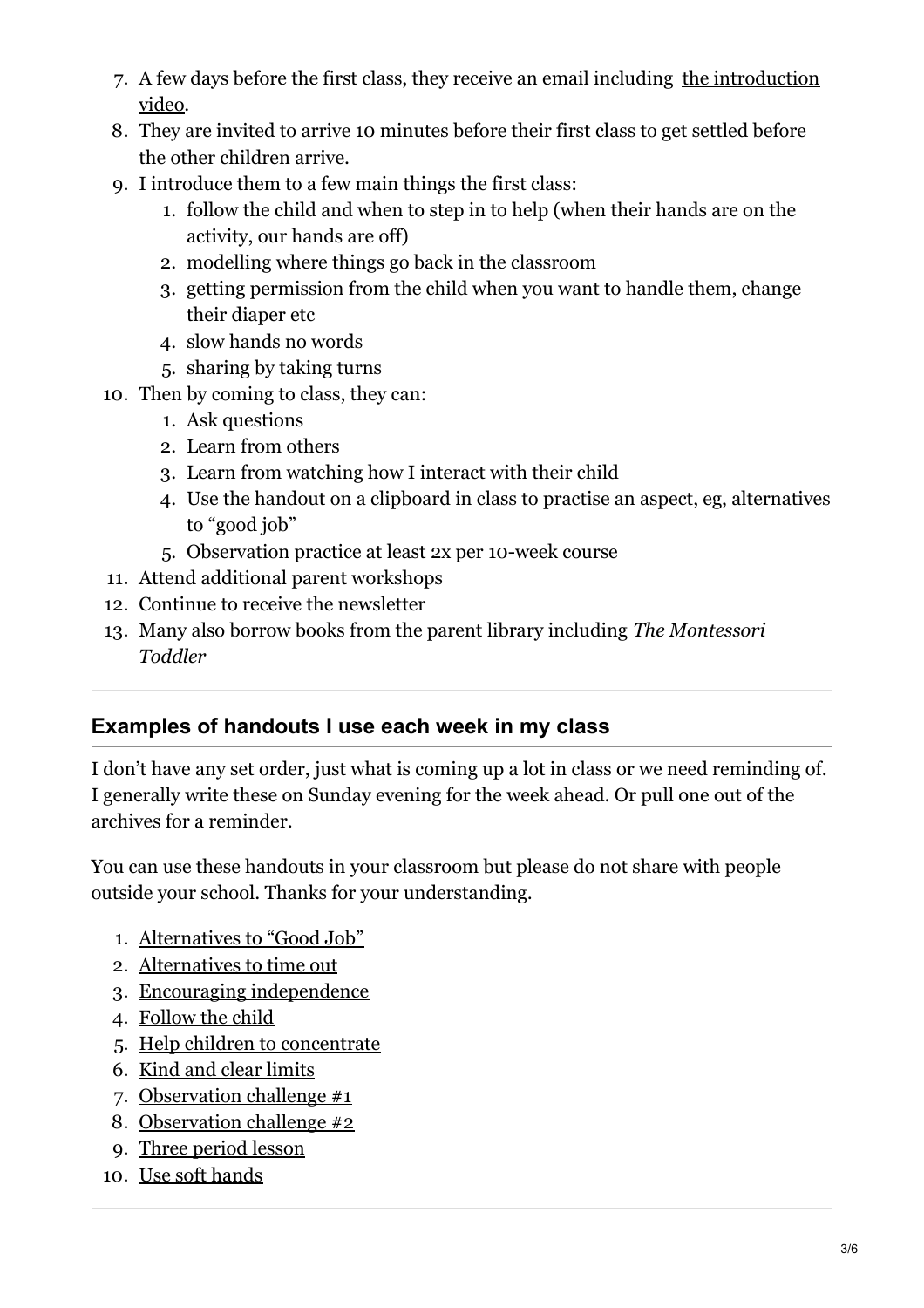7. A few days before the first class, they receive an email including [the introduction video](#).
8. They are invited to arrive 10 minutes before their first class to get settled before the other children arrive.
9. I introduce them to a few main things the first class:
    1. follow the child and when to step in to help (when their hands are on the activity, our hands are off)
    2. modelling where things go back in the classroom
    3. getting permission from the child when you want to handle them, change their diaper etc
    4. slow hands no words
    5. sharing by taking turns
10. Then by coming to class, they can:
    1. Ask questions
    2. Learn from others
    3. Learn from watching how I interact with their child
    4. Use the handout on a clipboard in class to practise an aspect, eg, alternatives to "good job"
    5. Observation practice at least 2x per 10-week course
11. Attend additional parent workshops
12. Continue to receive the newsletter
13. Many also borrow books from the parent library including *The Montessori Toddler*

---

## Examples of handouts I use each week in my class

I don't have any set order, just what is coming up a lot in class or we need reminding of. I generally write these on Sunday evening for the week ahead. Or pull one out of the archives for a reminder.

You can use these handouts in your classroom but please do not share with people outside your school. Thanks for your understanding.

1. Alternatives to "Good Job"
2. Alternatives to time out
3. Encouraging independence
4. Follow the child
5. Help children to concentrate
6. Kind and clear limits
7. Observation challenge #1
8. Observation challenge #2
9. Three period lesson
10. Use soft hands

---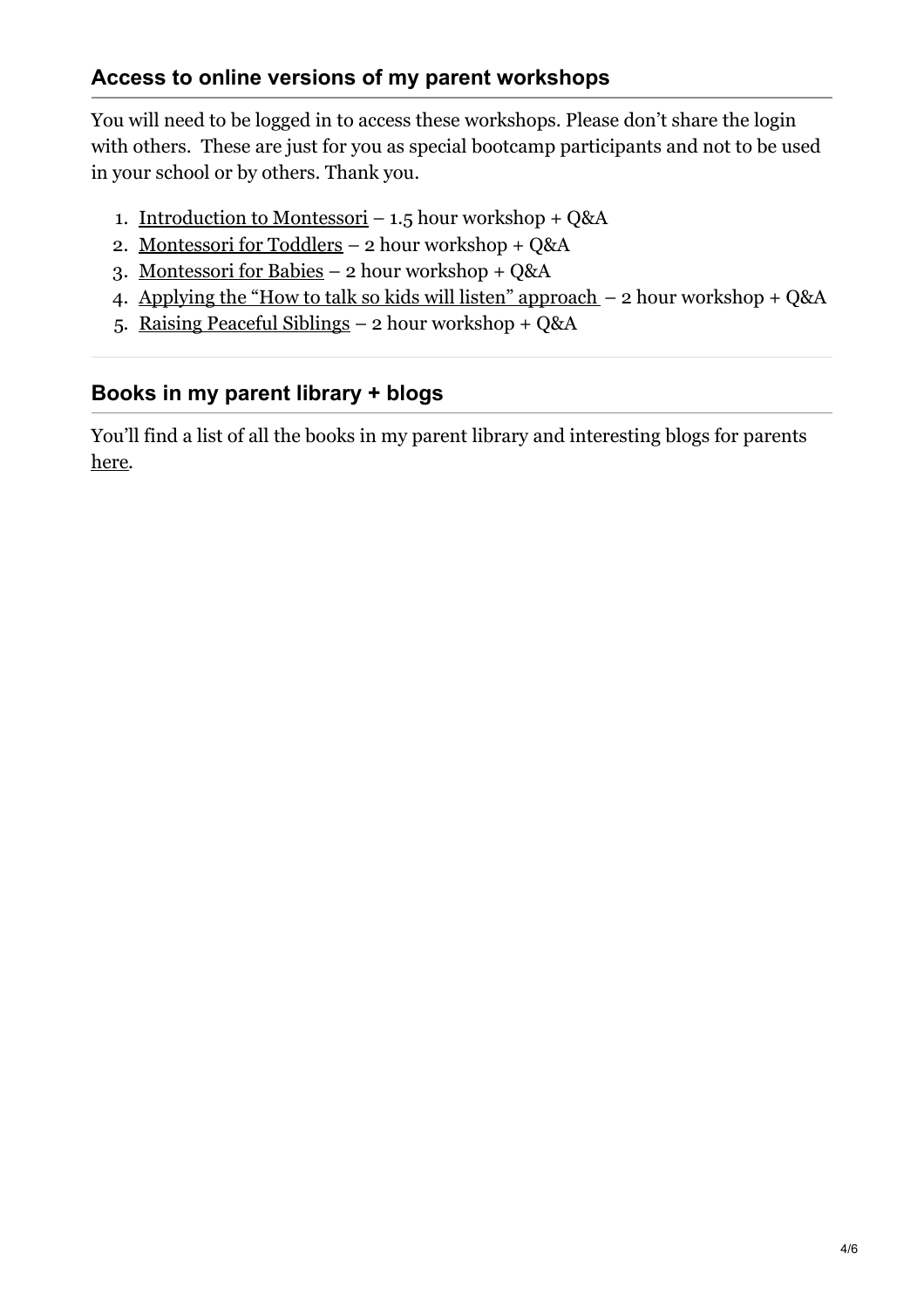## Access to online versions of my parent workshops

You will need to be logged in to access these workshops. Please don't share the login with others. These are just for you as special bootcamp participants and not to be used in your school or by others. Thank you.

1. Introduction to Montessori – 1.5 hour workshop + Q&A
2. Montessori for Toddlers – 2 hour workshop + Q&A
3. Montessori for Babies – 2 hour workshop + Q&A
4. Applying the "How to talk so kids will listen" approach – 2 hour workshop + Q&A
5. Raising Peaceful Siblings – 2 hour workshop + Q&A

## Books in my parent library + blogs

You'll find a list of all the books in my parent library and interesting blogs for parents here.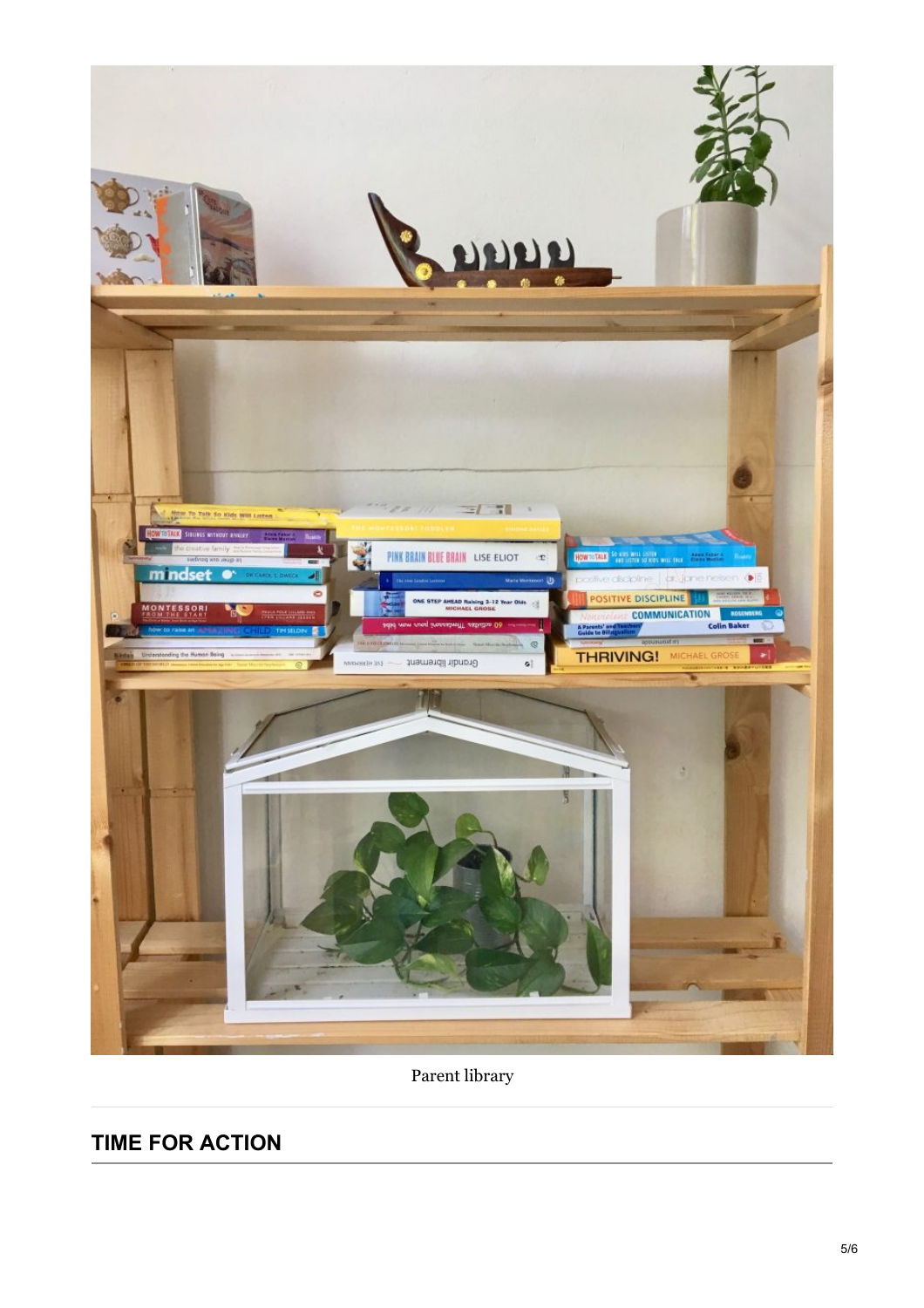Parent library

## TIME FOR ACTION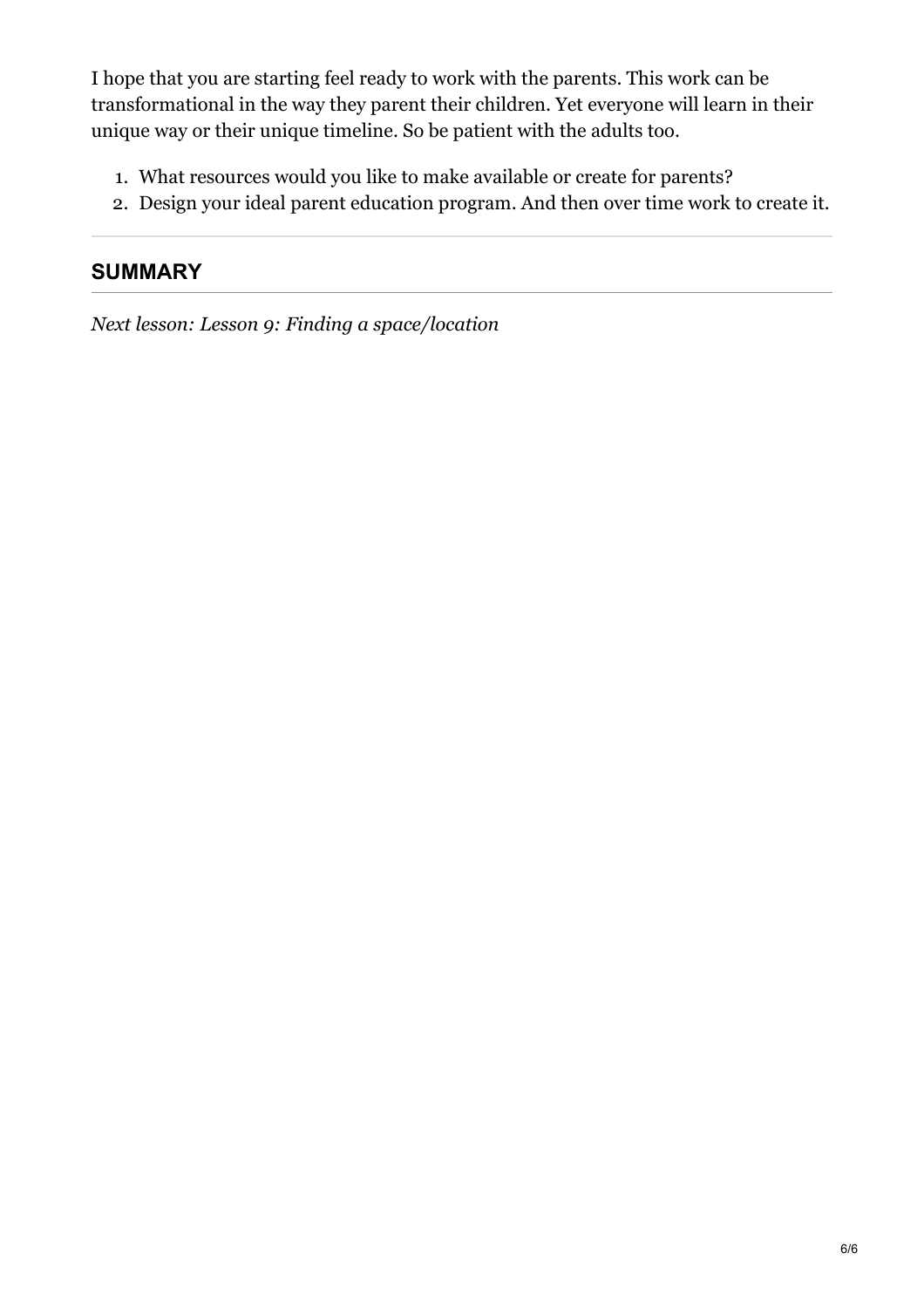I hope that you are starting feel ready to work with the parents. This work can be transformational in the way they parent their children. Yet everyone will learn in their unique way or their unique timeline. So be patient with the adults too.

1. What resources would you like to make available or create for parents?
2. Design your ideal parent education program. And then over time work to create it.

---

## SUMMARY

---

*Next lesson: Lesson 9: Finding a space/location*